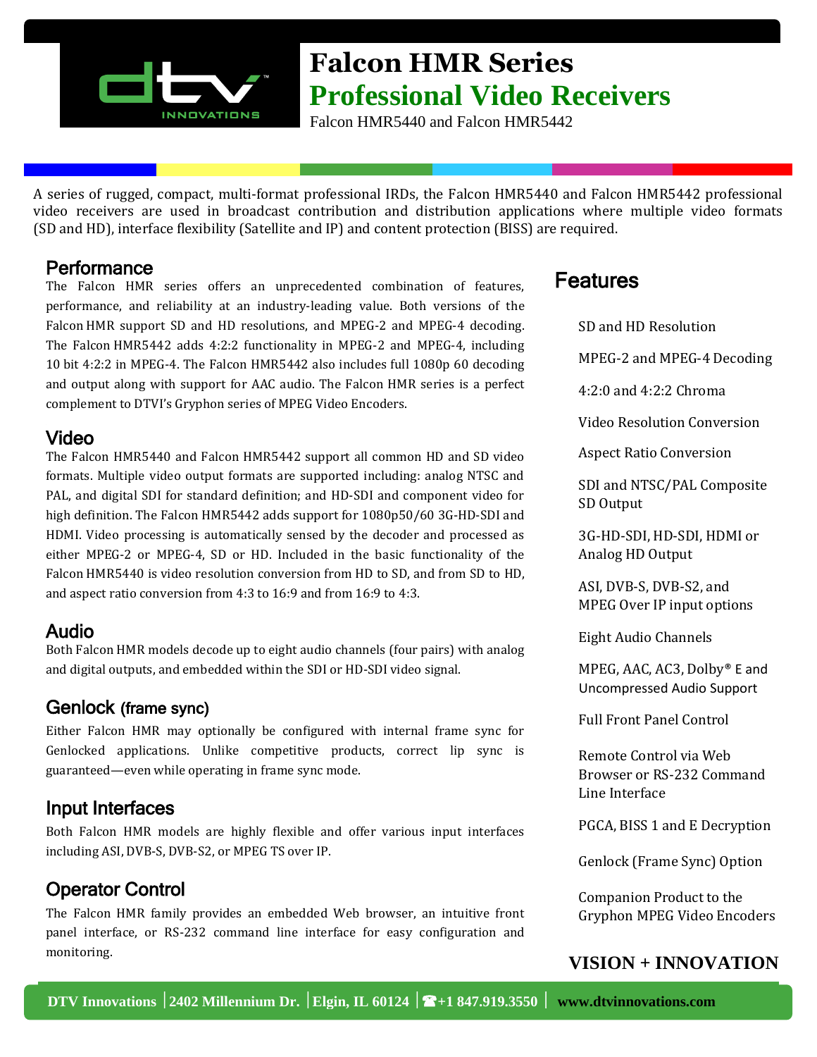# Falcon HMR Series

## Professional Video Receivers

Falcon HMR5440 and Falcon HMR5442

A series of rugged, compact, multi-format professional IRDs, the Falcon HMR5440 and Falcon HMR5442 professional video receivers are used in broadcast contribution and distribution applications where multiple video formats (SD and HD), interface flexibility (Satellite and IP) and content protection (BISS) are required.

## Performance

The Falcon HMR series offers an unprecedented combination of features, performance, and reliability at an industry-leading value. Both versions of the Falcon HMR support SD and HD resolutions, and MPEG-2 and MPEG-4 decoding. The Falcon HMR5442 adds 4:2:2 functionality in MPEG-2 and MPEG-4, including 10 bit 4:2:2 in MPEG-4. The Falcon HMR5442 also includes full 1080p 60 decoding and output along with support for AAC audio. The Falcon HMR series is a perfect complement to DTVI's Gryphon series of MPEG Video Encoders.

## Video

The Falcon HMR5440 and Falcon HMR5442 support all common HD and SD video formats. Multiple video output formats are supported including: analog NTSC and PAL, and digital SDI for standard definition; and HD-SDI and component video for high definition. The Falcon HMR5442 adds support for 1080p50/60 3G-HD-SDI and HDMI. Video processing is automatically sensed by the decoder and processed as either MPEG-2 or MPEG-4, SD or HD. Included in the basic functionality of the Falcon HMR5440 is video resolution conversion from HD to SD, and from SD to HD, and aspect ratio conversion from 4:3 to 16:9 and from 16:9 to 4:3.

## Audio

Both Falcon HMR models decode up to eight audio channels (four pairs) with analog and digital outputs, and embedded within the SDI or HD-SDI video signal.

## Genlock (frame sync)

Either Falcon HMR may optionally be configured with internal frame sync for Genlocked applications. Unlike competitive products, correct lip sync is guaranteed—even while operating in frame sync mode.

## Input Interfaces

Both Falcon HMR models are highly flexible and offer various input interfaces including ASI, DVB-S, DVB-S2, or MPEG TS over IP.

## Operator Control

The Falcon HMR family provides an embedded Web browser, an intuitive front panel interface, or RS-232 command line interface for easy configuration and monitoring.

## Features

- SD and HD Resolution
- MPEG-2 and MPEG-4 Decoding
- 4:2:0 and 4:2:2 Chroma
- Video Resolution Conversion
- Aspect Ratio Conversion
- SDI and NTSC/PAL Composite SD Output
- 3G-HD-SDI, HD-SDI, HDMI or Analog HD Output
- ASI, DVB-S, DVB-S2, and MPEG Over IP input options
- Eight Audio Channels
- MPEG, AAC, AC3, Dolby® E and Uncompressed Audio Support
- Full Front Panel Control
- Remote Control via Web Browser or RS-232 Command Line Interface
- PGCA, BISS 1 and E Decryption
- Genlock (Frame Sync) Option
- Companion Product to the Gryphon MPEG Video Encoders

**VISION + INNOVATION**

**DTV Innovations | 2402 Millennium Dr. | Elgin, IL 60124 | ☎+1 847.919.3550 | www.dtvinnovations.com**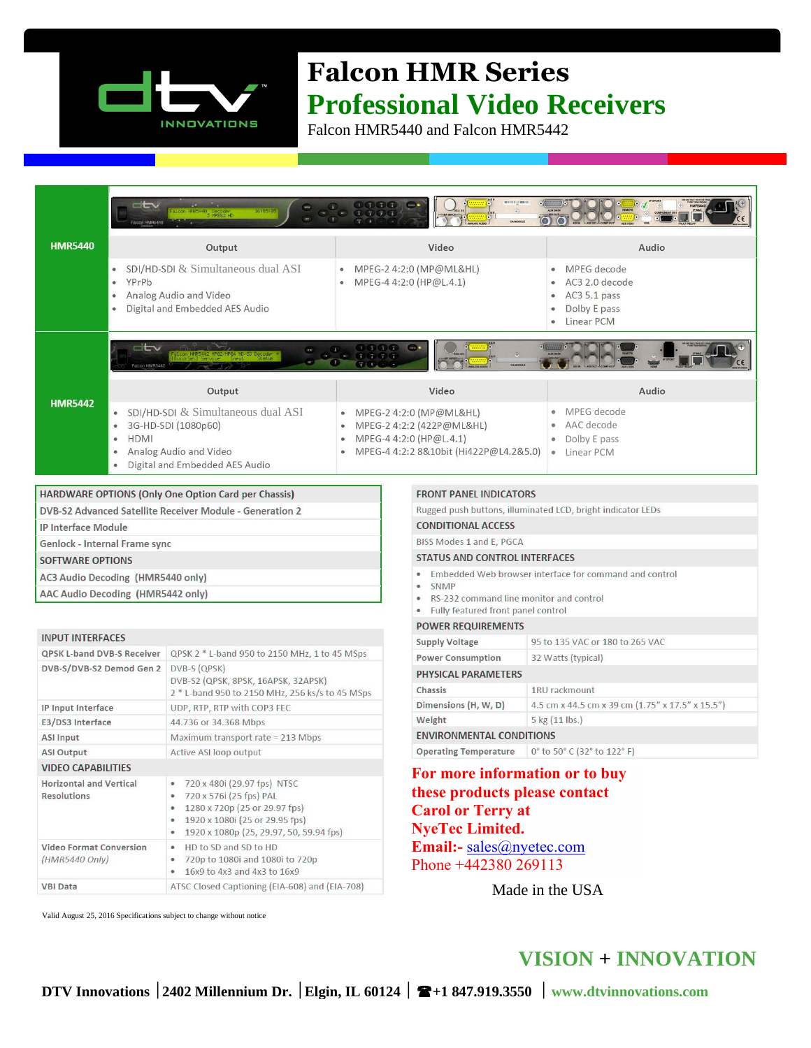# Falcon HMR Series

## Professional Video Receivers

Falcon HMR5440 and Falcon HMR5442

| HMR5440 | Output | Video | Audio |
|---|---|---|---|
| | • SDI/HD-SDI & Simultaneous dual ASI<br>• YPrPb<br>• Analog Audio and Video<br>• Digital and Embedded AES Audio | • MPEG-2 4:2:0 (MP@ML&HL)<br>• MPEG-4 4:2:0 (HP@L.4.1) | • MPEG decode<br>• AC3 2.0 decode<br>• AC3 5.1 pass<br>• Dolby E pass<br>• Linear PCM |

| HMR5442 | Output | Video | Audio |
|---|---|---|---|
| | • SDI/HD-SDI & Simultaneous dual ASI<br>• 3G-HD-SDI (1080p60)<br>• HDMI<br>• Analog Audio and Video<br>• Digital and Embedded AES Audio | • MPEG-2 4:2:0 (MP@ML&HL)<br>• MPEG-2 4:2:2 (422P@ML&HL)<br>• MPEG-4 4:2:0 (HP@L.4.1)<br>• MPEG-4 4:2:2 8&10bit (Hi422P@L4.2&5.0) | • MPEG decode<br>• AAC decode<br>• Dolby E pass<br>• Linear PCM |

| HARDWARE OPTIONS (Only One Option Card per Chassis) |
|---|
| DVB-S2 Advanced Satellite Receiver Module - Generation 2 |
| IP Interface Module |
| Genlock - Internal Frame sync |
| **SOFTWARE OPTIONS** |
| AC3 Audio Decoding (HMR5440 only) |
| AAC Audio Decoding (HMR5442 only) |

| INPUT INTERFACES | |
|---|---|
| QPSK L-band DVB-S Receiver | QPSK 2 * L-band 950 to 2150 MHz, 1 to 45 MSps |
| DVB-S/DVB-S2 Demod Gen 2 | DVB-S (QPSK)<br>DVB-S2 (QPSK, 8PSK, 16APSK, 32APSK)<br>2 * L-band 950 to 2150 MHz, 256 ks/s to 45 MSps |
| IP Input Interface | UDP, RTP, RTP with COP3 FEC |
| E3/DS3 Interface | 44.736 or 34.368 Mbps |
| ASI Input | Maximum transport rate = 213 Mbps |
| ASI Output | Active ASI loop output |
| **VIDEO CAPABILITIES** | |
| Horizontal and Vertical Resolutions | • 720 x 480i (29.97 fps) NTSC<br>• 720 x 576i (25 fps) PAL<br>• 1280 x 720p (25 or 29.97 fps)<br>• 1920 x 1080i (25 or 29.95 fps)<br>• 1920 x 1080p (25, 29.97, 50, 59.94 fps) |
| Video Format Conversion *(HMR5440 Only)* | • HD to SD and SD to HD<br>• 720p to 1080i and 1080i to 720p<br>• 16x9 to 4x3 and 4x3 to 16x9 |
| VBI Data | ATSC Closed Captioning (EIA-608) and (EIA-708) |

| FRONT PANEL INDICATORS | |
|---|---|
| Rugged push buttons, illuminated LCD, bright indicator LEDs | |
| **CONDITIONAL ACCESS** | |
| BISS Modes 1 and E, PGCA | |
| **STATUS AND CONTROL INTERFACES** | |
| • Embedded Web browser interface for command and control<br>• SNMP<br>• RS-232 command line monitor and control<br>• Fully featured front panel control | |
| **POWER REQUIREMENTS** | |
| Supply Voltage | 95 to 135 VAC or 180 to 265 VAC |
| Power Consumption | 32 Watts (typical) |
| **PHYSICAL PARAMETERS** | |
| Chassis | 1RU rackmount |
| Dimensions (H, W, D) | 4.5 cm x 44.5 cm x 39 cm (1.75" x 17.5" x 15.5") |
| Weight | 5 kg (11 lbs.) |
| **ENVIRONMENTAL CONDITIONS** | |
| Operating Temperature | 0° to 50° C (32° to 122° F) |

**For more information or to buy these products please contact Carol or Terry at NyeTec Limited.**
**Email:-** sales@nyetec.com
Phone +442380 269113

Made in the USA

Valid August 25, 2016 Specifications subject to change without notice

**VISION + INNOVATION**

**DTV Innovations | 2402 Millennium Dr. | Elgin, IL 60124 | ☎+1 847.919.3550 | www.dtvinnovations.com**